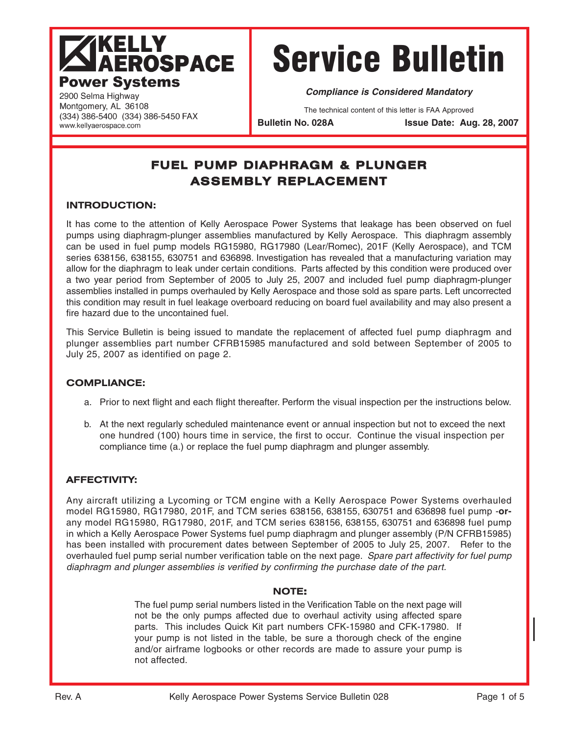**KELLY AEROSPACE**
**Power Systems**
2900 Selma Highway
Montgomery, AL 36108
(334) 386-5400 (334) 386-5450 FAX
www.kellyaerospace.com

# Service Bulletin

***Compliance is Considered Mandatory***

The technical content of this letter is FAA Approved

**Bulletin No. 028A** **Issue Date: Aug. 28, 2007**

## FUEL PUMP DIAPHRAGM & PLUNGER ASSEMBLY REPLACEMENT

### INTRODUCTION:

It has come to the attention of Kelly Aerospace Power Systems that leakage has been observed on fuel pumps using diaphragm-plunger assemblies manufactured by Kelly Aerospace. This diaphragm assembly can be used in fuel pump models RG15980, RG17980 (Lear/Romec), 201F (Kelly Aerospace), and TCM series 638156, 638155, 630751 and 636898. Investigation has revealed that a manufacturing variation may allow for the diaphragm to leak under certain conditions. Parts affected by this condition were produced over a two year period from September of 2005 to July 25, 2007 and included fuel pump diaphragm-plunger assemblies installed in pumps overhauled by Kelly Aerospace and those sold as spare parts. Left uncorrected this condition may result in fuel leakage overboard reducing on board fuel availability and may also present a fire hazard due to the uncontained fuel.

This Service Bulletin is being issued to mandate the replacement of affected fuel pump diaphragm and plunger assemblies part number CFRB15985 manufactured and sold between September of 2005 to July 25, 2007 as identified on page 2.

### COMPLIANCE:

a. Prior to next flight and each flight thereafter. Perform the visual inspection per the instructions below.

b. At the next regularly scheduled maintenance event or annual inspection but not to exceed the next one hundred (100) hours time in service, the first to occur. Continue the visual inspection per compliance time (a.) or replace the fuel pump diaphragm and plunger assembly.

### AFFECTIVITY:

Any aircraft utilizing a Lycoming or TCM engine with a Kelly Aerospace Power Systems overhauled model RG15980, RG17980, 201F, and TCM series 638156, 638155, 630751 and 636898 fuel pump -**or-** any model RG15980, RG17980, 201F, and TCM series 638156, 638155, 630751 and 636898 fuel pump in which a Kelly Aerospace Power Systems fuel pump diaphragm and plunger assembly (P/N CFRB15985) has been installed with procurement dates between September of 2005 to July 25, 2007. Refer to the overhauled fuel pump serial number verification table on the next page. *Spare part affectivity for fuel pump diaphragm and plunger assemblies is verified by confirming the purchase date of the part.*

**NOTE:**

The fuel pump serial numbers listed in the Verification Table on the next page will not be the only pumps affected due to overhaul activity using affected spare parts. This includes Quick Kit part numbers CFK-15980 and CFK-17980. If your pump is not listed in the table, be sure a thorough check of the engine and/or airframe logbooks or other records are made to assure your pump is not affected.

Rev. A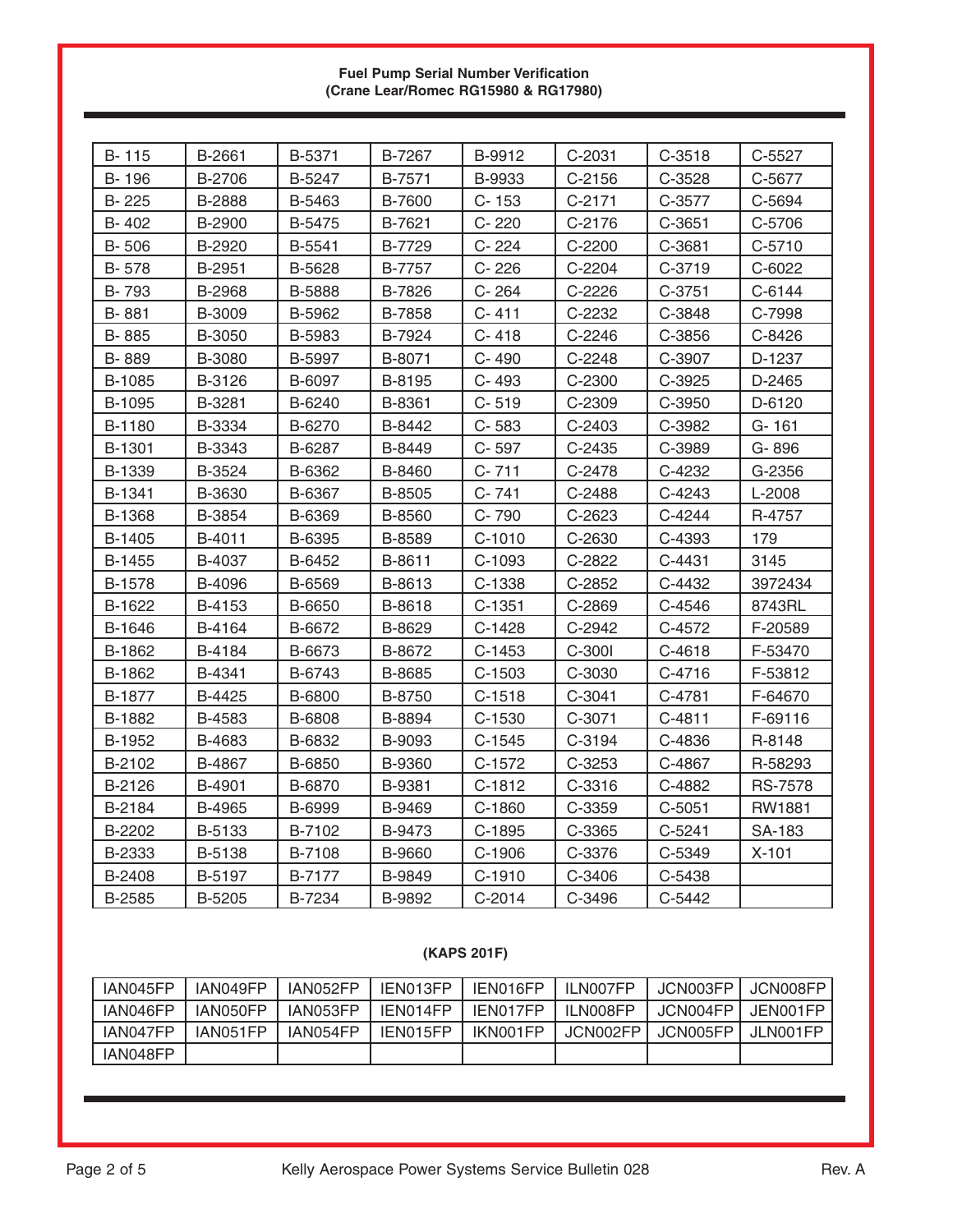**Fuel Pump Serial Number Verification**
**(Crane Lear/Romec RG15980 & RG17980)**

| | | | | | | | |
|---|---|---|---|---|---|---|---|
| B- 115 | B-2661 | B-5371 | B-7267 | B-9912 | C-2031 | C-3518 | C-5527 |
| B- 196 | B-2706 | B-5247 | B-7571 | B-9933 | C-2156 | C-3528 | C-5677 |
| B- 225 | B-2888 | B-5463 | B-7600 | C- 153 | C-2171 | C-3577 | C-5694 |
| B- 402 | B-2900 | B-5475 | B-7621 | C- 220 | C-2176 | C-3651 | C-5706 |
| B- 506 | B-2920 | B-5541 | B-7729 | C- 224 | C-2200 | C-3681 | C-5710 |
| B- 578 | B-2951 | B-5628 | B-7757 | C- 226 | C-2204 | C-3719 | C-6022 |
| B- 793 | B-2968 | B-5888 | B-7826 | C- 264 | C-2226 | C-3751 | C-6144 |
| B- 881 | B-3009 | B-5962 | B-7858 | C- 411 | C-2232 | C-3848 | C-7998 |
| B- 885 | B-3050 | B-5983 | B-7924 | C- 418 | C-2246 | C-3856 | C-8426 |
| B- 889 | B-3080 | B-5997 | B-8071 | C- 490 | C-2248 | C-3907 | D-1237 |
| B-1085 | B-3126 | B-6097 | B-8195 | C- 493 | C-2300 | C-3925 | D-2465 |
| B-1095 | B-3281 | B-6240 | B-8361 | C- 519 | C-2309 | C-3950 | D-6120 |
| B-1180 | B-3334 | B-6270 | B-8442 | C- 583 | C-2403 | C-3982 | G- 161 |
| B-1301 | B-3343 | B-6287 | B-8449 | C- 597 | C-2435 | C-3989 | G- 896 |
| B-1339 | B-3524 | B-6362 | B-8460 | C- 711 | C-2478 | C-4232 | G-2356 |
| B-1341 | B-3630 | B-6367 | B-8505 | C- 741 | C-2488 | C-4243 | L-2008 |
| B-1368 | B-3854 | B-6369 | B-8560 | C- 790 | C-2623 | C-4244 | R-4757 |
| B-1405 | B-4011 | B-6395 | B-8589 | C-1010 | C-2630 | C-4393 | 179 |
| B-1455 | B-4037 | B-6452 | B-8611 | C-1093 | C-2822 | C-4431 | 3145 |
| B-1578 | B-4096 | B-6569 | B-8613 | C-1338 | C-2852 | C-4432 | 3972434 |
| B-1622 | B-4153 | B-6650 | B-8618 | C-1351 | C-2869 | C-4546 | 8743RL |
| B-1646 | B-4164 | B-6672 | B-8629 | C-1428 | C-2942 | C-4572 | F-20589 |
| B-1862 | B-4184 | B-6673 | B-8672 | C-1453 | C-300I | C-4618 | F-53470 |
| B-1862 | B-4341 | B-6743 | B-8685 | C-1503 | C-3030 | C-4716 | F-53812 |
| B-1877 | B-4425 | B-6800 | B-8750 | C-1518 | C-3041 | C-4781 | F-64670 |
| B-1882 | B-4583 | B-6808 | B-8894 | C-1530 | C-3071 | C-4811 | F-69116 |
| B-1952 | B-4683 | B-6832 | B-9093 | C-1545 | C-3194 | C-4836 | R-8148 |
| B-2102 | B-4867 | B-6850 | B-9360 | C-1572 | C-3253 | C-4867 | R-58293 |
| B-2126 | B-4901 | B-6870 | B-9381 | C-1812 | C-3316 | C-4882 | RS-7578 |
| B-2184 | B-4965 | B-6999 | B-9469 | C-1860 | C-3359 | C-5051 | RW1881 |
| B-2202 | B-5133 | B-7102 | B-9473 | C-1895 | C-3365 | C-5241 | SA-183 |
| B-2333 | B-5138 | B-7108 | B-9660 | C-1906 | C-3376 | C-5349 | X-101 |
| B-2408 | B-5197 | B-7177 | B-9849 | C-1910 | C-3406 | C-5438 | |
| B-2585 | B-5205 | B-7234 | B-9892 | C-2014 | C-3496 | C-5442 | |

**(KAPS 201F)**

| | | | | | | | |
|---|---|---|---|---|---|---|---|
| IAN045FP | IAN049FP | IAN052FP | IEN013FP | IEN016FP | ILN007FP | JCN003FP | JCN008FP |
| IAN046FP | IAN050FP | IAN053FP | IEN014FP | IEN017FP | ILN008FP | JCN004FP | JEN001FP |
| IAN047FP | IAN051FP | IAN054FP | IEN015FP | IKN001FP | JCN002FP | JCN005FP | JLN001FP |
| IAN048FP | | | | | | | |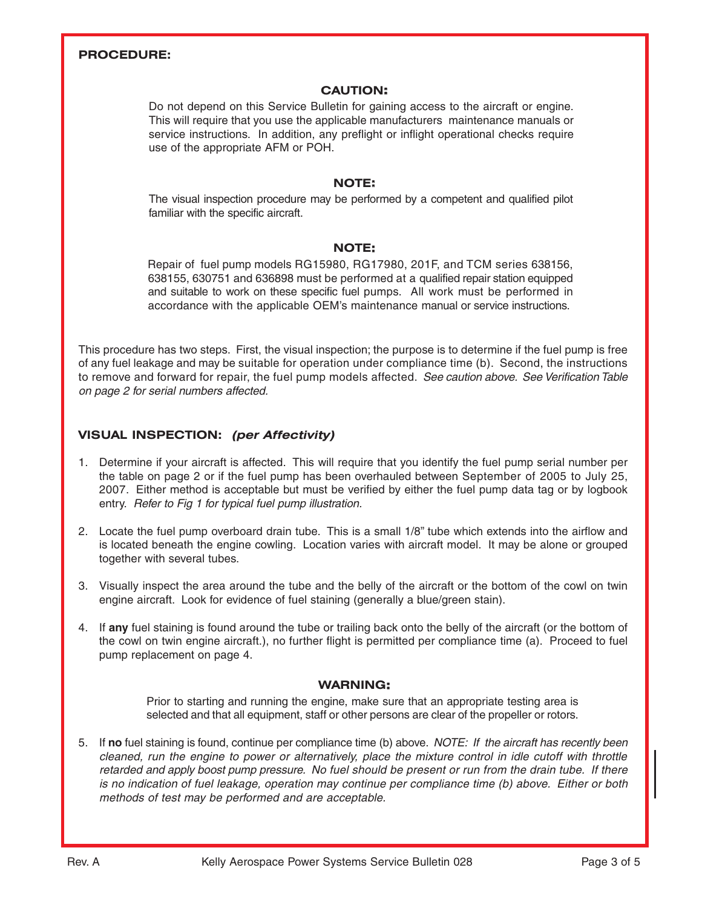**PROCEDURE:**

**CAUTION:**

Do not depend on this Service Bulletin for gaining access to the aircraft or engine. This will require that you use the applicable manufacturers maintenance manuals or service instructions. In addition, any preflight or inflight operational checks require use of the appropriate AFM or POH.

**NOTE:**

The visual inspection procedure may be performed by a competent and qualified pilot familiar with the specific aircraft.

**NOTE:**

Repair of fuel pump models RG15980, RG17980, 201F, and TCM series 638156, 638155, 630751 and 636898 must be performed at a qualified repair station equipped and suitable to work on these specific fuel pumps. All work must be performed in accordance with the applicable OEM's maintenance manual or service instructions.

This procedure has two steps. First, the visual inspection; the purpose is to determine if the fuel pump is free of any fuel leakage and may be suitable for operation under compliance time (b). Second, the instructions to remove and forward for repair, the fuel pump models affected. *See caution above. See Verification Table on page 2 for serial numbers affected.*

**VISUAL INSPECTION:** ***(per Affectivity)***

1. Determine if your aircraft is affected. This will require that you identify the fuel pump serial number per the table on page 2 or if the fuel pump has been overhauled between September of 2005 to July 25, 2007. Either method is acceptable but must be verified by either the fuel pump data tag or by logbook entry. *Refer to Fig 1 for typical fuel pump illustration.*

2. Locate the fuel pump overboard drain tube. This is a small 1/8" tube which extends into the airflow and is located beneath the engine cowling. Location varies with aircraft model. It may be alone or grouped together with several tubes.

3. Visually inspect the area around the tube and the belly of the aircraft or the bottom of the cowl on twin engine aircraft. Look for evidence of fuel staining (generally a blue/green stain).

4. If **any** fuel staining is found around the tube or trailing back onto the belly of the aircraft (or the bottom of the cowl on twin engine aircraft.), no further flight is permitted per compliance time (a). Proceed to fuel pump replacement on page 4.

**WARNING:**

Prior to starting and running the engine, make sure that an appropriate testing area is selected and that all equipment, staff or other persons are clear of the propeller or rotors.

5. If **no** fuel staining is found, continue per compliance time (b) above. *NOTE: If the aircraft has recently been cleaned, run the engine to power or alternatively, place the mixture control in idle cutoff with throttle retarded and apply boost pump pressure. No fuel should be present or run from the drain tube. If there is no indication of fuel leakage, operation may continue per compliance time (b) above. Either or both methods of test may be performed and are acceptable.*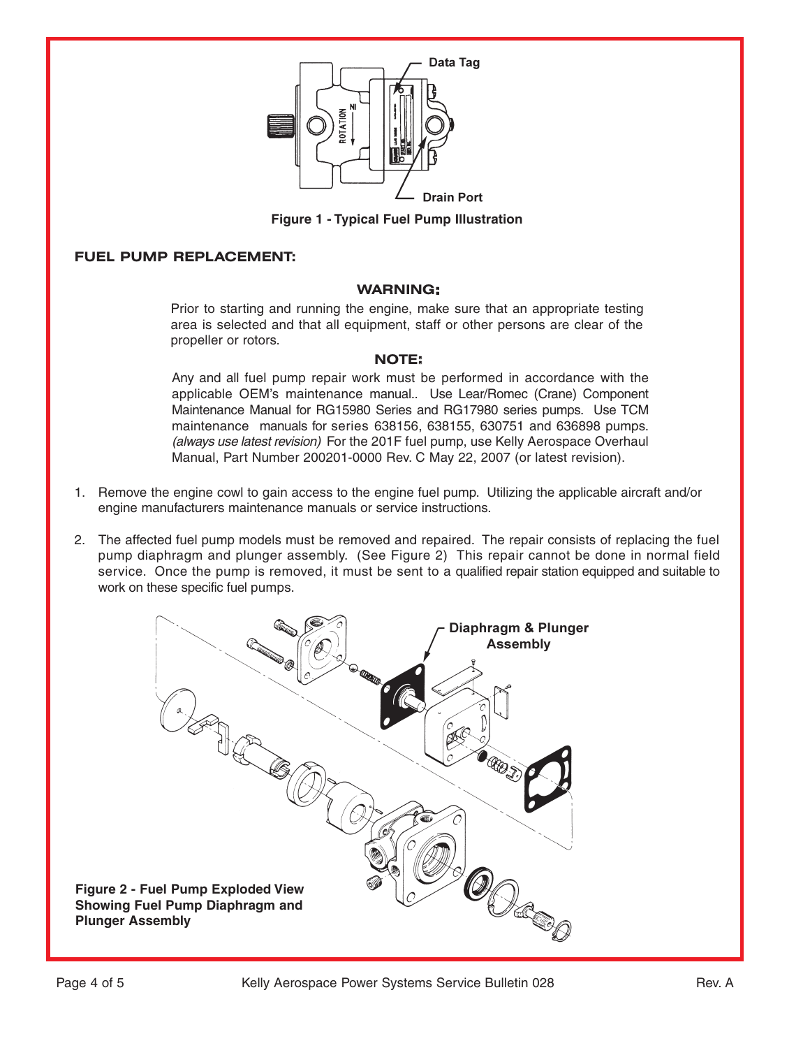Figure 1 - Typical Fuel Pump Illustration

## FUEL PUMP REPLACEMENT:

### WARNING:

Prior to starting and running the engine, make sure that an appropriate testing area is selected and that all equipment, staff or other persons are clear of the propeller or rotors.

### NOTE:

Any and all fuel pump repair work must be performed in accordance with the applicable OEM's maintenance manual.. Use Lear/Romec (Crane) Component Maintenance Manual for RG15980 Series and RG17980 series pumps. Use TCM maintenance manuals for series 638156, 638155, 630751 and 636898 pumps. *(always use latest revision)* For the 201F fuel pump, use Kelly Aerospace Overhaul Manual, Part Number 200201-0000 Rev. C May 22, 2007 (or latest revision).

1. Remove the engine cowl to gain access to the engine fuel pump. Utilizing the applicable aircraft and/or engine manufacturers maintenance manuals or service instructions.

2. The affected fuel pump models must be removed and repaired. The repair consists of replacing the fuel pump diaphragm and plunger assembly. (See Figure 2) This repair cannot be done in normal field service. Once the pump is removed, it must be sent to a qualified repair station equipped and suitable to work on these specific fuel pumps.

**Figure 2 - Fuel Pump Exploded View Showing Fuel Pump Diaphragm and Plunger Assembly**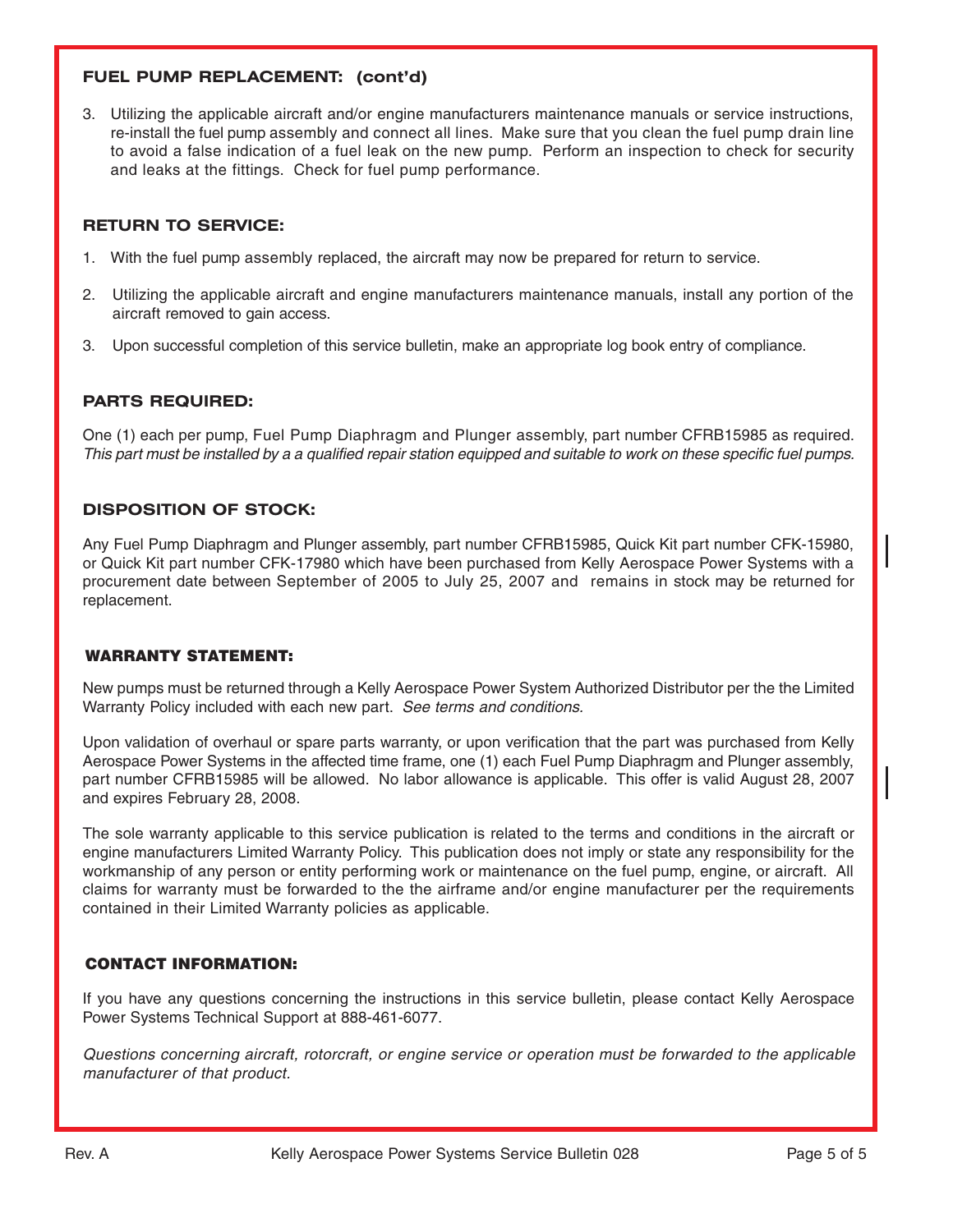### FUEL PUMP REPLACEMENT: (cont'd)

3. Utilizing the applicable aircraft and/or engine manufacturers maintenance manuals or service instructions, re-install the fuel pump assembly and connect all lines. Make sure that you clean the fuel pump drain line to avoid a false indication of a fuel leak on the new pump. Perform an inspection to check for security and leaks at the fittings. Check for fuel pump performance.

### RETURN TO SERVICE:

1. With the fuel pump assembly replaced, the aircraft may now be prepared for return to service.
2. Utilizing the applicable aircraft and engine manufacturers maintenance manuals, install any portion of the aircraft removed to gain access.
3. Upon successful completion of this service bulletin, make an appropriate log book entry of compliance.

### PARTS REQUIRED:

One (1) each per pump, Fuel Pump Diaphragm and Plunger assembly, part number CFRB15985 as required. *This part must be installed by a a qualified repair station equipped and suitable to work on these specific fuel pumps.*

### DISPOSITION OF STOCK:

Any Fuel Pump Diaphragm and Plunger assembly, part number CFRB15985, Quick Kit part number CFK-15980, or Quick Kit part number CFK-17980 which have been purchased from Kelly Aerospace Power Systems with a procurement date between September of 2005 to July 25, 2007 and remains in stock may be returned for replacement.

### WARRANTY STATEMENT:

New pumps must be returned through a Kelly Aerospace Power System Authorized Distributor per the the Limited Warranty Policy included with each new part. *See terms and conditions.*

Upon validation of overhaul or spare parts warranty, or upon verification that the part was purchased from Kelly Aerospace Power Systems in the affected time frame, one (1) each Fuel Pump Diaphragm and Plunger assembly, part number CFRB15985 will be allowed. No labor allowance is applicable. This offer is valid August 28, 2007 and expires February 28, 2008.

The sole warranty applicable to this service publication is related to the terms and conditions in the aircraft or engine manufacturers Limited Warranty Policy. This publication does not imply or state any responsibility for the workmanship of any person or entity performing work or maintenance on the fuel pump, engine, or aircraft. All claims for warranty must be forwarded to the the airframe and/or engine manufacturer per the requirements contained in their Limited Warranty policies as applicable.

### CONTACT INFORMATION:

If you have any questions concerning the instructions in this service bulletin, please contact Kelly Aerospace Power Systems Technical Support at 888-461-6077.

*Questions concerning aircraft, rotorcraft, or engine service or operation must be forwarded to the applicable manufacturer of that product.*